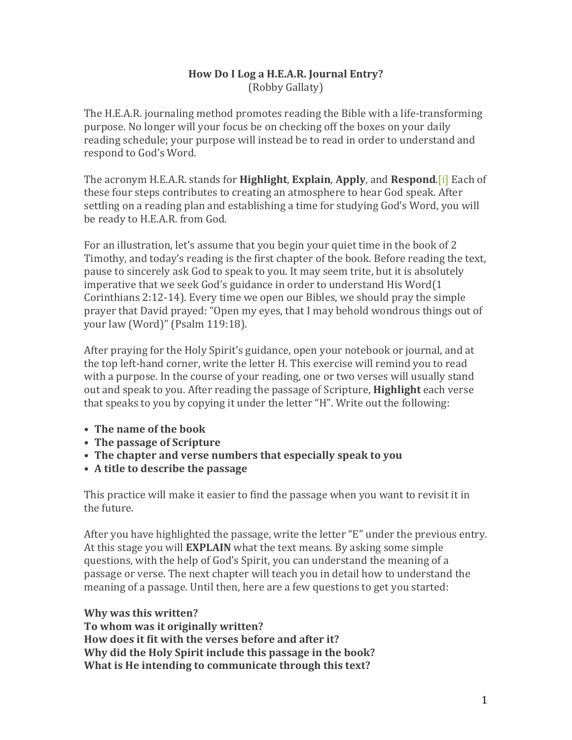**How Do I Log a H.E.A.R. Journal Entry?**
(Robby Gallaty)

The H.E.A.R. journaling method promotes reading the Bible with a life-transforming purpose. No longer will your focus be on checking off the boxes on your daily reading schedule; your purpose will instead be to read in order to understand and respond to God's Word.

The acronym H.E.A.R. stands for **Highlight**, **Explain**, **Apply**, and **Respond**.[i] Each of these four steps contributes to creating an atmosphere to hear God speak. After settling on a reading plan and establishing a time for studying God's Word, you will be ready to H.E.A.R. from God.

For an illustration, let's assume that you begin your quiet time in the book of 2 Timothy, and today's reading is the first chapter of the book. Before reading the text, pause to sincerely ask God to speak to you. It may seem trite, but it is absolutely imperative that we seek God's guidance in order to understand His Word(1 Corinthians 2:12-14). Every time we open our Bibles, we should pray the simple prayer that David prayed: "Open my eyes, that I may behold wondrous things out of your law (Word)" (Psalm 119:18).

After praying for the Holy Spirit's guidance, open your notebook or journal, and at the top left-hand corner, write the letter H. This exercise will remind you to read with a purpose. In the course of your reading, one or two verses will usually stand out and speak to you. After reading the passage of Scripture, **Highlight** each verse that speaks to you by copying it under the letter "H". Write out the following:

- **The name of the book**
- **The passage of Scripture**
- **The chapter and verse numbers that especially speak to you**
- **A title to describe the passage**

This practice will make it easier to find the passage when you want to revisit it in the future.

After you have highlighted the passage, write the letter "E" under the previous entry. At this stage you will **EXPLAIN** what the text means. By asking some simple questions, with the help of God's Spirit, you can understand the meaning of a passage or verse. The next chapter will teach you in detail how to understand the meaning of a passage. Until then, here are a few questions to get you started:

**Why was this written?**
**To whom was it originally written?**
**How does it fit with the verses before and after it?**
**Why did the Holy Spirit include this passage in the book?**
**What is He intending to communicate through this text?**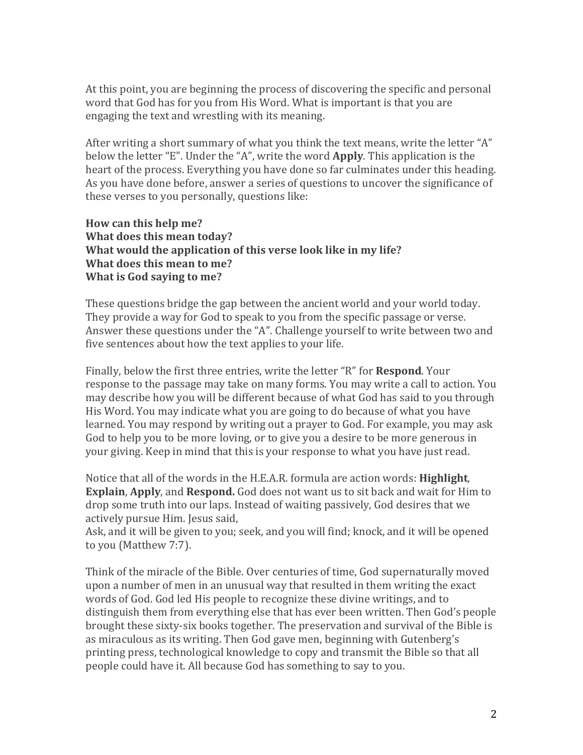At this point, you are beginning the process of discovering the specific and personal word that God has for you from His Word. What is important is that you are engaging the text and wrestling with its meaning.

After writing a short summary of what you think the text means, write the letter "A" below the letter "E". Under the "A", write the word **Apply**. This application is the heart of the process. Everything you have done so far culminates under this heading. As you have done before, answer a series of questions to uncover the significance of these verses to you personally, questions like:

**How can this help me?**
**What does this mean today?**
**What would the application of this verse look like in my life?**
**What does this mean to me?**
**What is God saying to me?**

These questions bridge the gap between the ancient world and your world today. They provide a way for God to speak to you from the specific passage or verse. Answer these questions under the "A". Challenge yourself to write between two and five sentences about how the text applies to your life.

Finally, below the first three entries, write the letter "R" for **Respond**. Your response to the passage may take on many forms. You may write a call to action. You may describe how you will be different because of what God has said to you through His Word. You may indicate what you are going to do because of what you have learned. You may respond by writing out a prayer to God. For example, you may ask God to help you to be more loving, or to give you a desire to be more generous in your giving. Keep in mind that this is your response to what you have just read.

Notice that all of the words in the H.E.A.R. formula are action words: **Highlight**, **Explain**, **Apply**, and **Respond.** God does not want us to sit back and wait for Him to drop some truth into our laps. Instead of waiting passively, God desires that we actively pursue Him. Jesus said,
Ask, and it will be given to you; seek, and you will find; knock, and it will be opened to you (Matthew 7:7).

Think of the miracle of the Bible. Over centuries of time, God supernaturally moved upon a number of men in an unusual way that resulted in them writing the exact words of God. God led His people to recognize these divine writings, and to distinguish them from everything else that has ever been written. Then God's people brought these sixty-six books together. The preservation and survival of the Bible is as miraculous as its writing. Then God gave men, beginning with Gutenberg's printing press, technological knowledge to copy and transmit the Bible so that all people could have it. All because God has something to say to you.